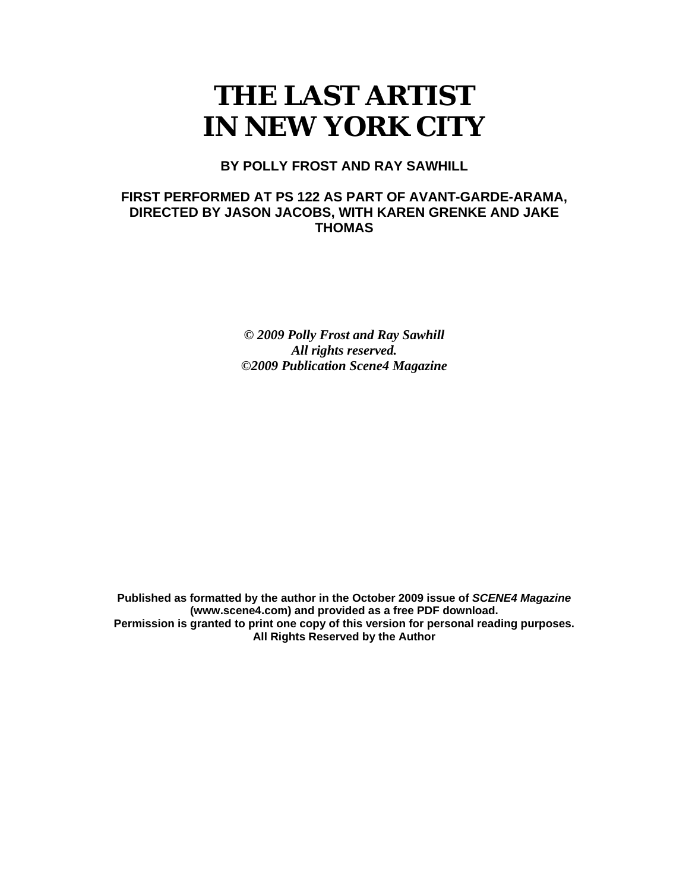# THE LAST ARTIST IN NEW YORK CITY

**BY POLLY FROST AND RAY SAWHILL**

**FIRST PERFORMED AT PS 122 AS PART OF AVANT-GARDE-ARAMA, DIRECTED BY JASON JACOBS, WITH KAREN GRENKE AND JAKE THOMAS**

***© 2009 Polly Frost and Ray Sawhill***
***All rights reserved.***
***©2009 Publication Scene4 Magazine***

**Published as formatted by the author in the October 2009 issue of *SCENE4 Magazine* (www.scene4.com) and provided as a free PDF download.**
**Permission is granted to print one copy of this version for personal reading purposes.**
**All Rights Reserved by the Author**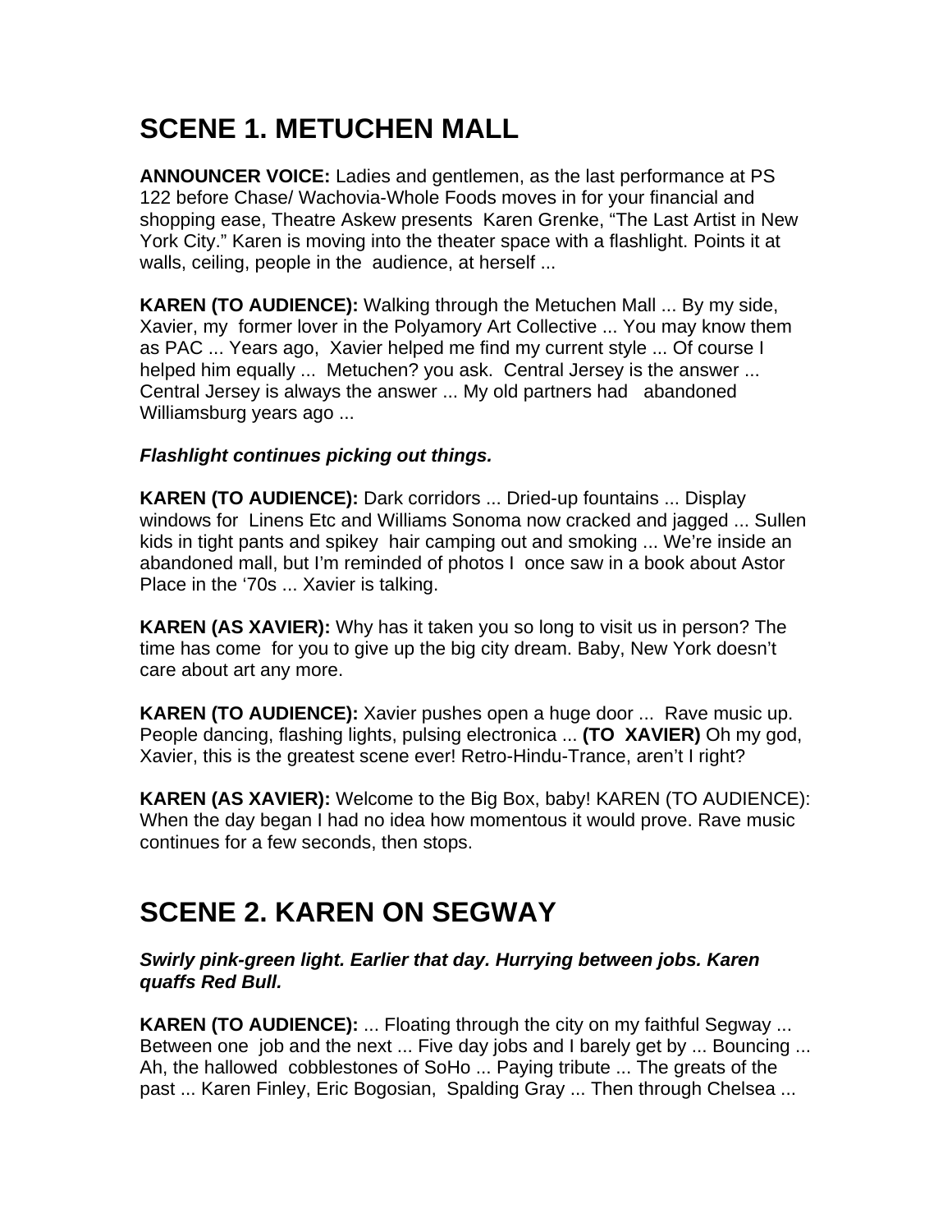## SCENE 1. METUCHEN MALL

**ANNOUNCER VOICE:** Ladies and gentlemen, as the last performance at PS 122 before Chase/ Wachovia-Whole Foods moves in for your financial and shopping ease, Theatre Askew presents Karen Grenke, “The Last Artist in New York City.” Karen is moving into the theater space with a flashlight. Points it at walls, ceiling, people in the audience, at herself ...

**KAREN (TO AUDIENCE):** Walking through the Metuchen Mall ... By my side, Xavier, my former lover in the Polyamory Art Collective ... You may know them as PAC ... Years ago, Xavier helped me find my current style ... Of course I helped him equally ... Metuchen? you ask. Central Jersey is the answer ... Central Jersey is always the answer ... My old partners had abandoned Williamsburg years ago ...

***Flashlight continues picking out things.***

**KAREN (TO AUDIENCE):** Dark corridors ... Dried-up fountains ... Display windows for Linens Etc and Williams Sonoma now cracked and jagged ... Sullen kids in tight pants and spikey hair camping out and smoking ... We’re inside an abandoned mall, but I’m reminded of photos I once saw in a book about Astor Place in the ‘70s ... Xavier is talking.

**KAREN (AS XAVIER):** Why has it taken you so long to visit us in person? The time has come for you to give up the big city dream. Baby, New York doesn’t care about art any more.

**KAREN (TO AUDIENCE):** Xavier pushes open a huge door ... Rave music up. People dancing, flashing lights, pulsing electronica ... **(TO XAVIER)** Oh my god, Xavier, this is the greatest scene ever! Retro-Hindu-Trance, aren’t I right?

**KAREN (AS XAVIER):** Welcome to the Big Box, baby! KAREN (TO AUDIENCE): When the day began I had no idea how momentous it would prove. Rave music continues for a few seconds, then stops.

## SCENE 2. KAREN ON SEGWAY

***Swirly pink-green light. Earlier that day. Hurrying between jobs. Karen quaffs Red Bull.***

**KAREN (TO AUDIENCE):** ... Floating through the city on my faithful Segway ... Between one job and the next ... Five day jobs and I barely get by ... Bouncing ... Ah, the hallowed cobblestones of SoHo ... Paying tribute ... The greats of the past ... Karen Finley, Eric Bogosian, Spalding Gray ... Then through Chelsea ...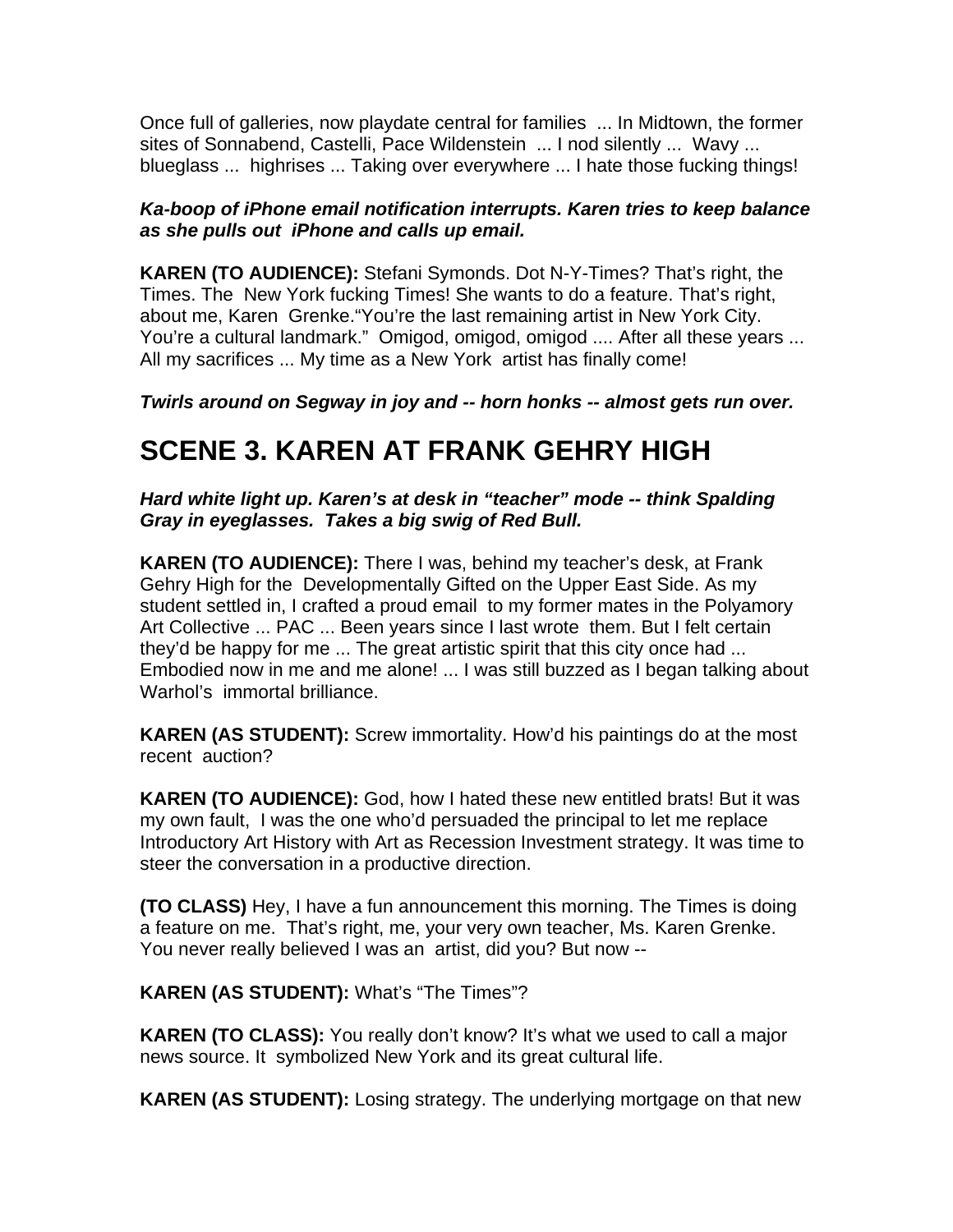Once full of galleries, now playdate central for families ... In Midtown, the former sites of Sonnabend, Castelli, Pace Wildenstein ... I nod silently ... Wavy ... blueglass ... highrises ... Taking over everywhere ... I hate those fucking things!

***Ka-boop of iPhone email notification interrupts. Karen tries to keep balance as she pulls out iPhone and calls up email.***

**KAREN (TO AUDIENCE):** Stefani Symonds. Dot N-Y-Times? That's right, the Times. The New York fucking Times! She wants to do a feature. That's right, about me, Karen Grenke."You're the last remaining artist in New York City. You're a cultural landmark." Omigod, omigod, omigod .... After all these years ... All my sacrifices ... My time as a New York artist has finally come!

***Twirls around on Segway in joy and -- horn honks -- almost gets run over.***

# SCENE 3. KAREN AT FRANK GEHRY HIGH

***Hard white light up. Karen's at desk in "teacher" mode -- think Spalding Gray in eyeglasses. Takes a big swig of Red Bull.***

**KAREN (TO AUDIENCE):** There I was, behind my teacher's desk, at Frank Gehry High for the Developmentally Gifted on the Upper East Side. As my student settled in, I crafted a proud email to my former mates in the Polyamory Art Collective ... PAC ... Been years since I last wrote them. But I felt certain they'd be happy for me ... The great artistic spirit that this city once had ... Embodied now in me and me alone! ... I was still buzzed as I began talking about Warhol's immortal brilliance.

**KAREN (AS STUDENT):** Screw immortality. How'd his paintings do at the most recent auction?

**KAREN (TO AUDIENCE):** God, how I hated these new entitled brats! But it was my own fault, I was the one who'd persuaded the principal to let me replace Introductory Art History with Art as Recession Investment strategy. It was time to steer the conversation in a productive direction.

**(TO CLASS)** Hey, I have a fun announcement this morning. The Times is doing a feature on me. That's right, me, your very own teacher, Ms. Karen Grenke. You never really believed I was an artist, did you? But now --

**KAREN (AS STUDENT):** What's "The Times"?

**KAREN (TO CLASS):** You really don't know? It's what we used to call a major news source. It symbolized New York and its great cultural life.

**KAREN (AS STUDENT):** Losing strategy. The underlying mortgage on that new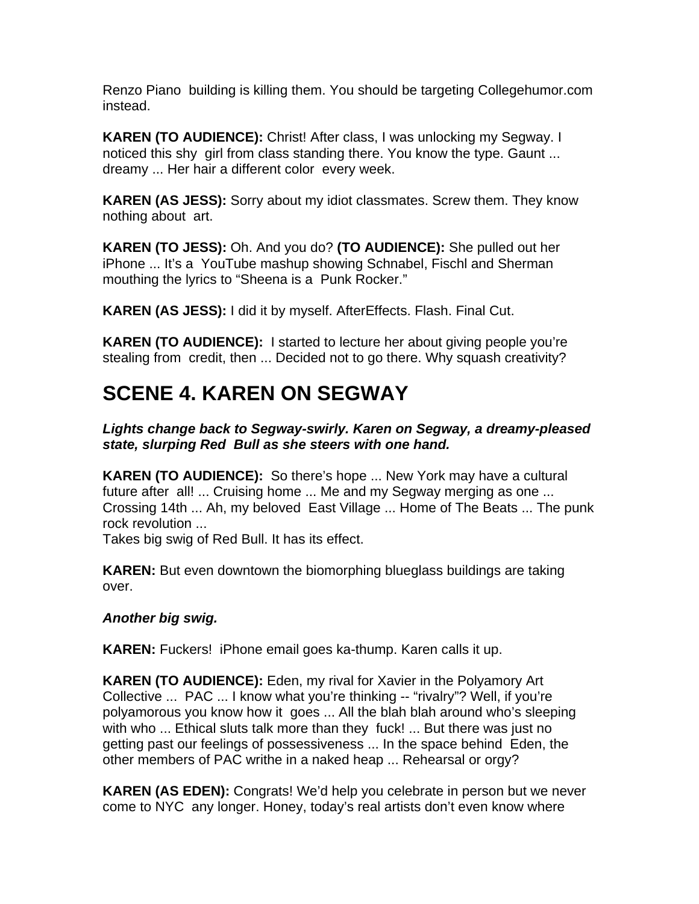Renzo Piano building is killing them. You should be targeting Collegehumor.com instead.

**KAREN (TO AUDIENCE):** Christ! After class, I was unlocking my Segway. I noticed this shy girl from class standing there. You know the type. Gaunt ... dreamy ... Her hair a different color every week.

**KAREN (AS JESS):** Sorry about my idiot classmates. Screw them. They know nothing about art.

**KAREN (TO JESS):** Oh. And you do? **(TO AUDIENCE):** She pulled out her iPhone ... It's a YouTube mashup showing Schnabel, Fischl and Sherman mouthing the lyrics to "Sheena is a Punk Rocker."

**KAREN (AS JESS):** I did it by myself. AfterEffects. Flash. Final Cut.

**KAREN (TO AUDIENCE):** I started to lecture her about giving people you're stealing from credit, then ... Decided not to go there. Why squash creativity?

## SCENE 4. KAREN ON SEGWAY

***Lights change back to Segway-swirly. Karen on Segway, a dreamy-pleased state, slurping Red Bull as she steers with one hand.***

**KAREN (TO AUDIENCE):** So there's hope ... New York may have a cultural future after all! ... Cruising home ... Me and my Segway merging as one ... Crossing 14th ... Ah, my beloved East Village ... Home of The Beats ... The punk rock revolution ...
Takes big swig of Red Bull. It has its effect.

**KAREN:** But even downtown the biomorphing blueglass buildings are taking over.

***Another big swig.***

**KAREN:** Fuckers! iPhone email goes ka-thump. Karen calls it up.

**KAREN (TO AUDIENCE):** Eden, my rival for Xavier in the Polyamory Art Collective ... PAC ... I know what you're thinking -- "rivalry"? Well, if you're polyamorous you know how it goes ... All the blah blah around who's sleeping with who ... Ethical sluts talk more than they fuck! ... But there was just no getting past our feelings of possessiveness ... In the space behind Eden, the other members of PAC writhe in a naked heap ... Rehearsal or orgy?

**KAREN (AS EDEN):** Congrats! We'd help you celebrate in person but we never come to NYC any longer. Honey, today's real artists don't even know where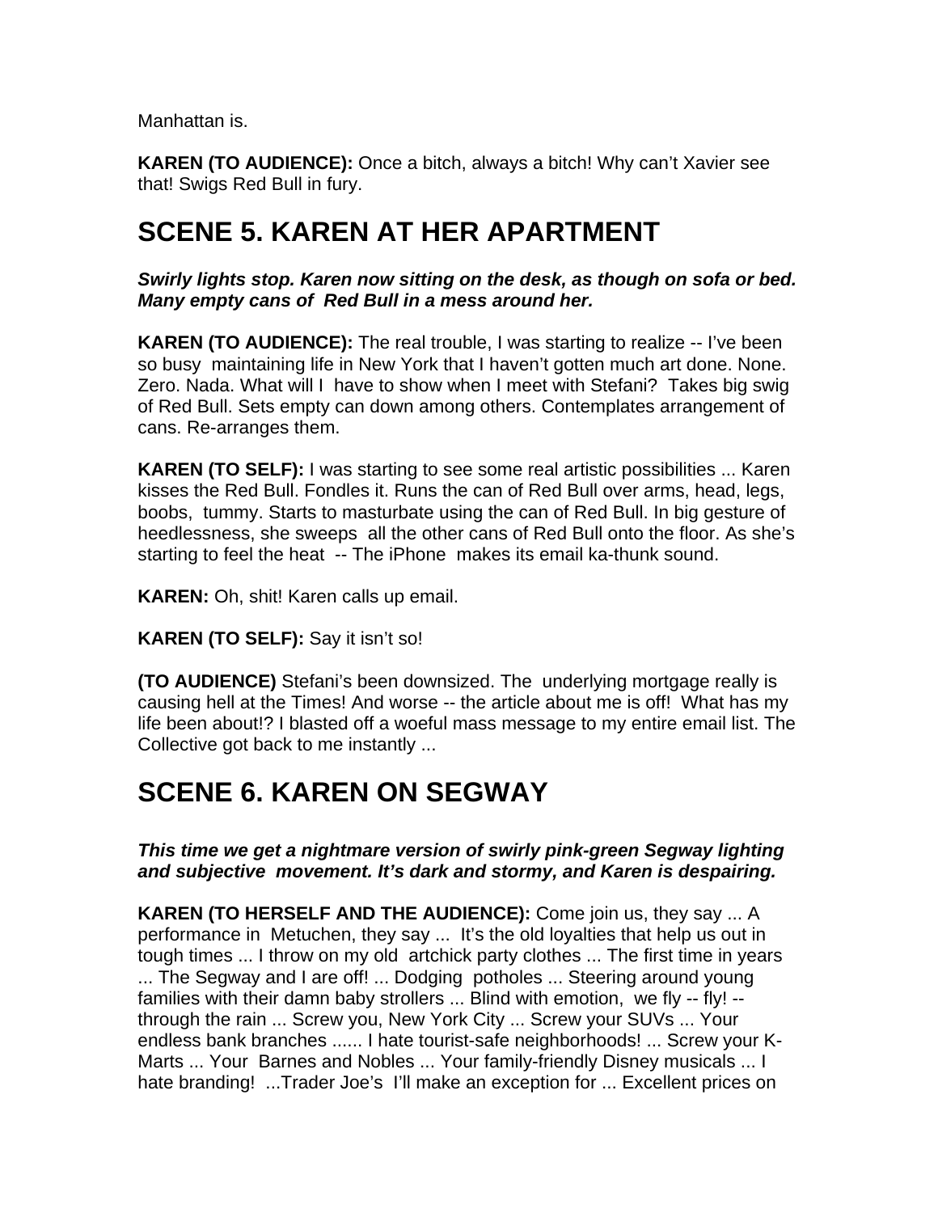Manhattan is.

**KAREN (TO AUDIENCE):** Once a bitch, always a bitch! Why can't Xavier see that! Swigs Red Bull in fury.

# SCENE 5. KAREN AT HER APARTMENT

***Swirly lights stop. Karen now sitting on the desk, as though on sofa or bed. Many empty cans of Red Bull in a mess around her.***

**KAREN (TO AUDIENCE):** The real trouble, I was starting to realize -- I've been so busy maintaining life in New York that I haven't gotten much art done. None. Zero. Nada. What will I have to show when I meet with Stefani? Takes big swig of Red Bull. Sets empty can down among others. Contemplates arrangement of cans. Re-arranges them.

**KAREN (TO SELF):** I was starting to see some real artistic possibilities ... Karen kisses the Red Bull. Fondles it. Runs the can of Red Bull over arms, head, legs, boobs, tummy. Starts to masturbate using the can of Red Bull. In big gesture of heedlessness, she sweeps all the other cans of Red Bull onto the floor. As she's starting to feel the heat -- The iPhone makes its email ka-thunk sound.

**KAREN:** Oh, shit! Karen calls up email.

**KAREN (TO SELF):** Say it isn't so!

**(TO AUDIENCE)** Stefani's been downsized. The underlying mortgage really is causing hell at the Times! And worse -- the article about me is off! What has my life been about!? I blasted off a woeful mass message to my entire email list. The Collective got back to me instantly ...

# SCENE 6. KAREN ON SEGWAY

***This time we get a nightmare version of swirly pink-green Segway lighting and subjective movement. It's dark and stormy, and Karen is despairing.***

**KAREN (TO HERSELF AND THE AUDIENCE):** Come join us, they say ... A performance in Metuchen, they say ... It's the old loyalties that help us out in tough times ... I throw on my old artchick party clothes ... The first time in years ... The Segway and I are off! ... Dodging potholes ... Steering around young families with their damn baby strollers ... Blind with emotion, we fly -- fly! -- through the rain ... Screw you, New York City ... Screw your SUVs ... Your endless bank branches ...... I hate tourist-safe neighborhoods! ... Screw your K-Marts ... Your Barnes and Nobles ... Your family-friendly Disney musicals ... I hate branding! ...Trader Joe's I'll make an exception for ... Excellent prices on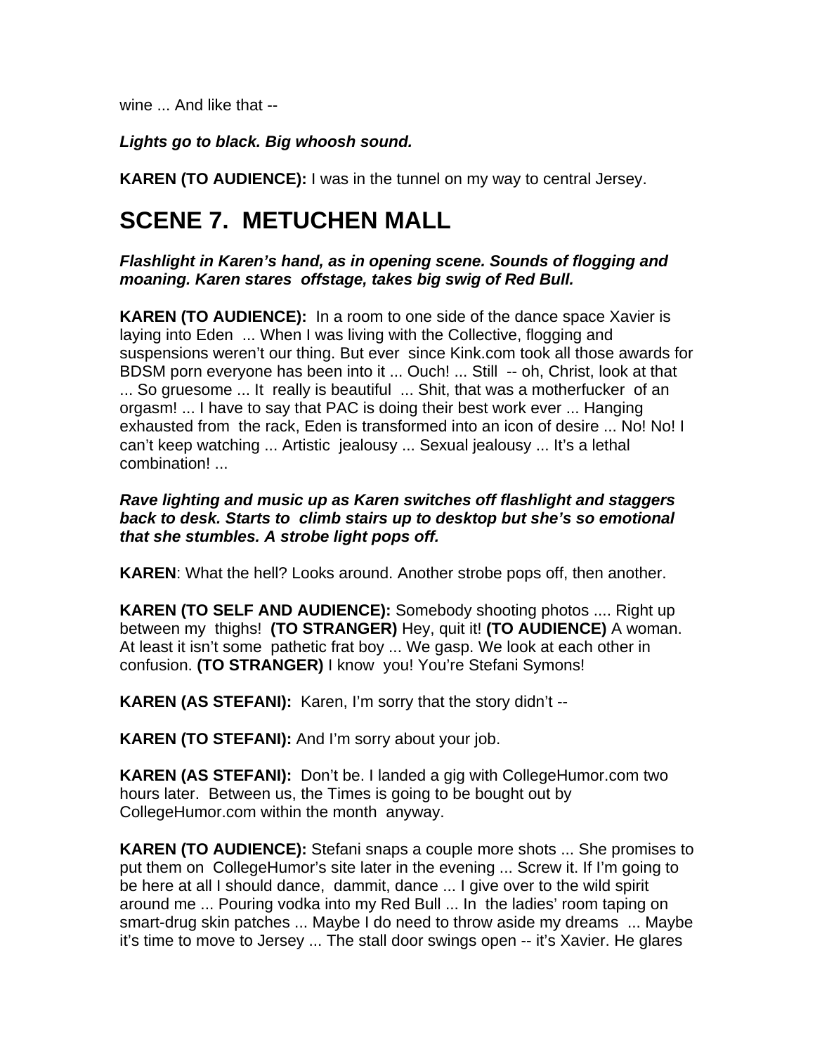wine ... And like that --

***Lights go to black. Big whoosh sound.***

**KAREN (TO AUDIENCE):** I was in the tunnel on my way to central Jersey.

## SCENE 7. METUCHEN MALL

***Flashlight in Karen's hand, as in opening scene. Sounds of flogging and moaning. Karen stares offstage, takes big swig of Red Bull.***

**KAREN (TO AUDIENCE):** In a room to one side of the dance space Xavier is laying into Eden ... When I was living with the Collective, flogging and suspensions weren't our thing. But ever since Kink.com took all those awards for BDSM porn everyone has been into it ... Ouch! ... Still -- oh, Christ, look at that ... So gruesome ... It really is beautiful ... Shit, that was a motherfucker of an orgasm! ... I have to say that PAC is doing their best work ever ... Hanging exhausted from the rack, Eden is transformed into an icon of desire ... No! No! I can't keep watching ... Artistic jealousy ... Sexual jealousy ... It's a lethal combination! ...

***Rave lighting and music up as Karen switches off flashlight and staggers back to desk. Starts to climb stairs up to desktop but she's so emotional that she stumbles. A strobe light pops off.***

**KAREN**: What the hell? Looks around. Another strobe pops off, then another.

**KAREN (TO SELF AND AUDIENCE):** Somebody shooting photos .... Right up between my thighs! **(TO STRANGER)** Hey, quit it! **(TO AUDIENCE)** A woman. At least it isn't some pathetic frat boy ... We gasp. We look at each other in confusion. **(TO STRANGER)** I know you! You're Stefani Symons!

**KAREN (AS STEFANI):** Karen, I'm sorry that the story didn't --

**KAREN (TO STEFANI):** And I'm sorry about your job.

**KAREN (AS STEFANI):** Don't be. I landed a gig with CollegeHumor.com two hours later. Between us, the Times is going to be bought out by CollegeHumor.com within the month anyway.

**KAREN (TO AUDIENCE):** Stefani snaps a couple more shots ... She promises to put them on CollegeHumor's site later in the evening ... Screw it. If I'm going to be here at all I should dance, dammit, dance ... I give over to the wild spirit around me ... Pouring vodka into my Red Bull ... In the ladies' room taping on smart-drug skin patches ... Maybe I do need to throw aside my dreams ... Maybe it's time to move to Jersey ... The stall door swings open -- it's Xavier. He glares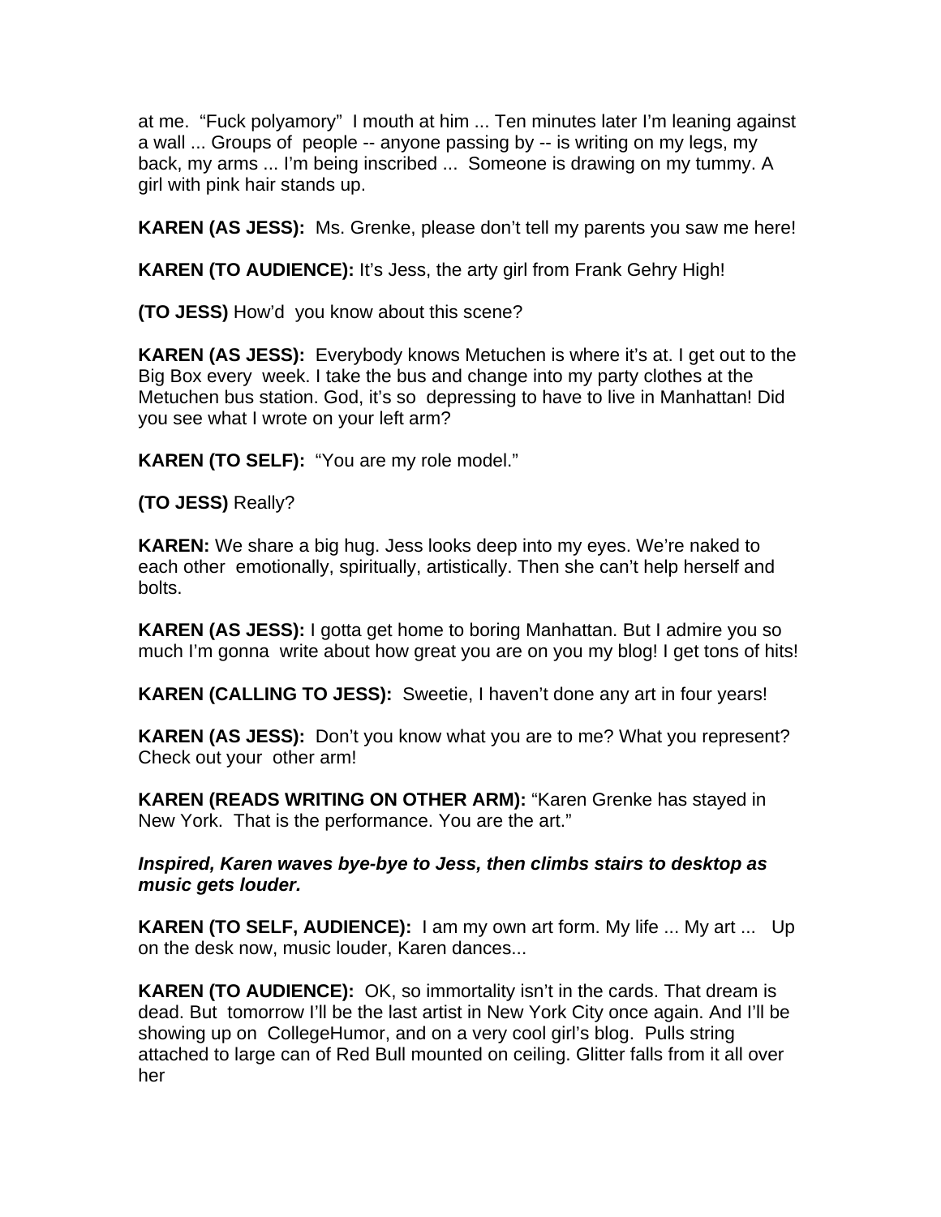at me. "Fuck polyamory" I mouth at him ... Ten minutes later I'm leaning against a wall ... Groups of people -- anyone passing by -- is writing on my legs, my back, my arms ... I'm being inscribed ... Someone is drawing on my tummy. A girl with pink hair stands up.

**KAREN (AS JESS):** Ms. Grenke, please don't tell my parents you saw me here!

**KAREN (TO AUDIENCE):** It's Jess, the arty girl from Frank Gehry High!

**(TO JESS)** How'd you know about this scene?

**KAREN (AS JESS):** Everybody knows Metuchen is where it's at. I get out to the Big Box every week. I take the bus and change into my party clothes at the Metuchen bus station. God, it's so depressing to have to live in Manhattan! Did you see what I wrote on your left arm?

**KAREN (TO SELF):** "You are my role model."

**(TO JESS)** Really?

**KAREN:** We share a big hug. Jess looks deep into my eyes. We're naked to each other emotionally, spiritually, artistically. Then she can't help herself and bolts.

**KAREN (AS JESS):** I gotta get home to boring Manhattan. But I admire you so much I'm gonna write about how great you are on you my blog! I get tons of hits!

**KAREN (CALLING TO JESS):** Sweetie, I haven't done any art in four years!

**KAREN (AS JESS):** Don't you know what you are to me? What you represent? Check out your other arm!

**KAREN (READS WRITING ON OTHER ARM):** "Karen Grenke has stayed in New York. That is the performance. You are the art."

***Inspired, Karen waves bye-bye to Jess, then climbs stairs to desktop as music gets louder.***

**KAREN (TO SELF, AUDIENCE):** I am my own art form. My life ... My art ... Up on the desk now, music louder, Karen dances...

**KAREN (TO AUDIENCE):** OK, so immortality isn't in the cards. That dream is dead. But tomorrow I'll be the last artist in New York City once again. And I'll be showing up on CollegeHumor, and on a very cool girl's blog. Pulls string attached to large can of Red Bull mounted on ceiling. Glitter falls from it all over her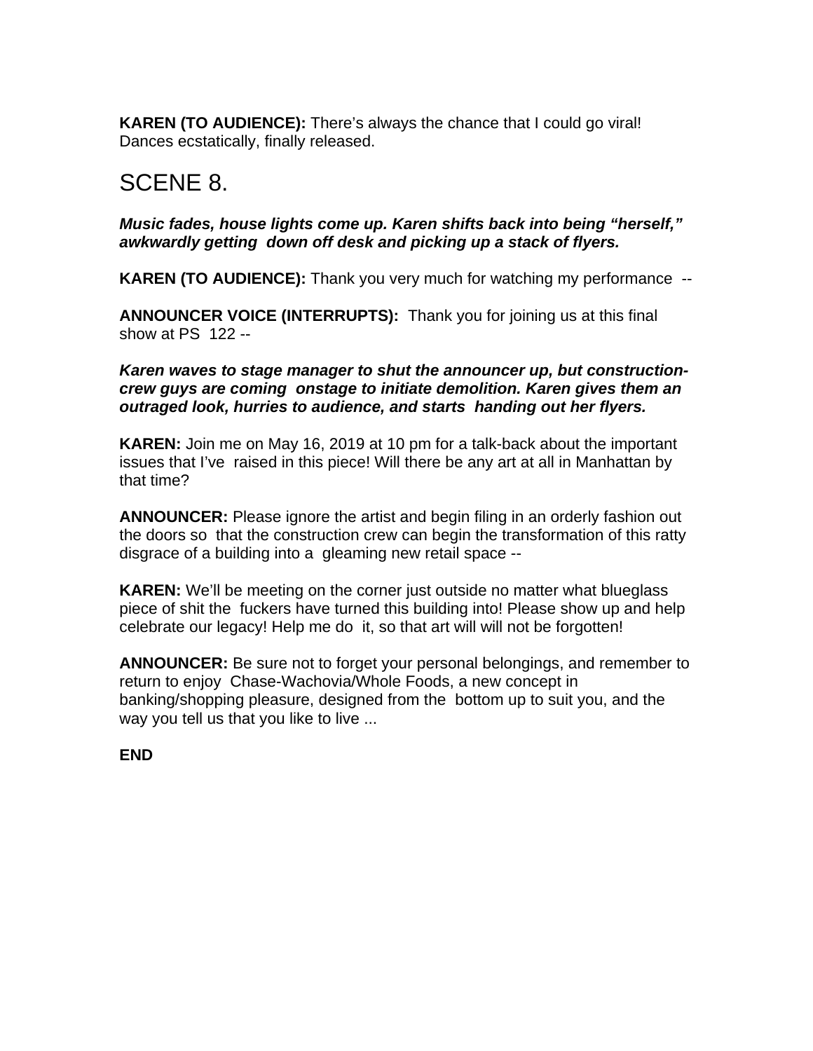**KAREN (TO AUDIENCE):** There's always the chance that I could go viral!
Dances ecstatically, finally released.

## SCENE 8.

***Music fades, house lights come up. Karen shifts back into being "herself," awkwardly getting down off desk and picking up a stack of flyers.***

**KAREN (TO AUDIENCE):** Thank you very much for watching my performance --

**ANNOUNCER VOICE (INTERRUPTS):** Thank you for joining us at this final show at PS 122 --

***Karen waves to stage manager to shut the announcer up, but construction-crew guys are coming onstage to initiate demolition. Karen gives them an outraged look, hurries to audience, and starts handing out her flyers.***

**KAREN:** Join me on May 16, 2019 at 10 pm for a talk-back about the important issues that I've raised in this piece! Will there be any art at all in Manhattan by that time?

**ANNOUNCER:** Please ignore the artist and begin filing in an orderly fashion out the doors so that the construction crew can begin the transformation of this ratty disgrace of a building into a gleaming new retail space --

**KAREN:** We'll be meeting on the corner just outside no matter what blueglass piece of shit the fuckers have turned this building into! Please show up and help celebrate our legacy! Help me do it, so that art will will not be forgotten!

**ANNOUNCER:** Be sure not to forget your personal belongings, and remember to return to enjoy Chase-Wachovia/Whole Foods, a new concept in banking/shopping pleasure, designed from the bottom up to suit you, and the way you tell us that you like to live ...

**END**